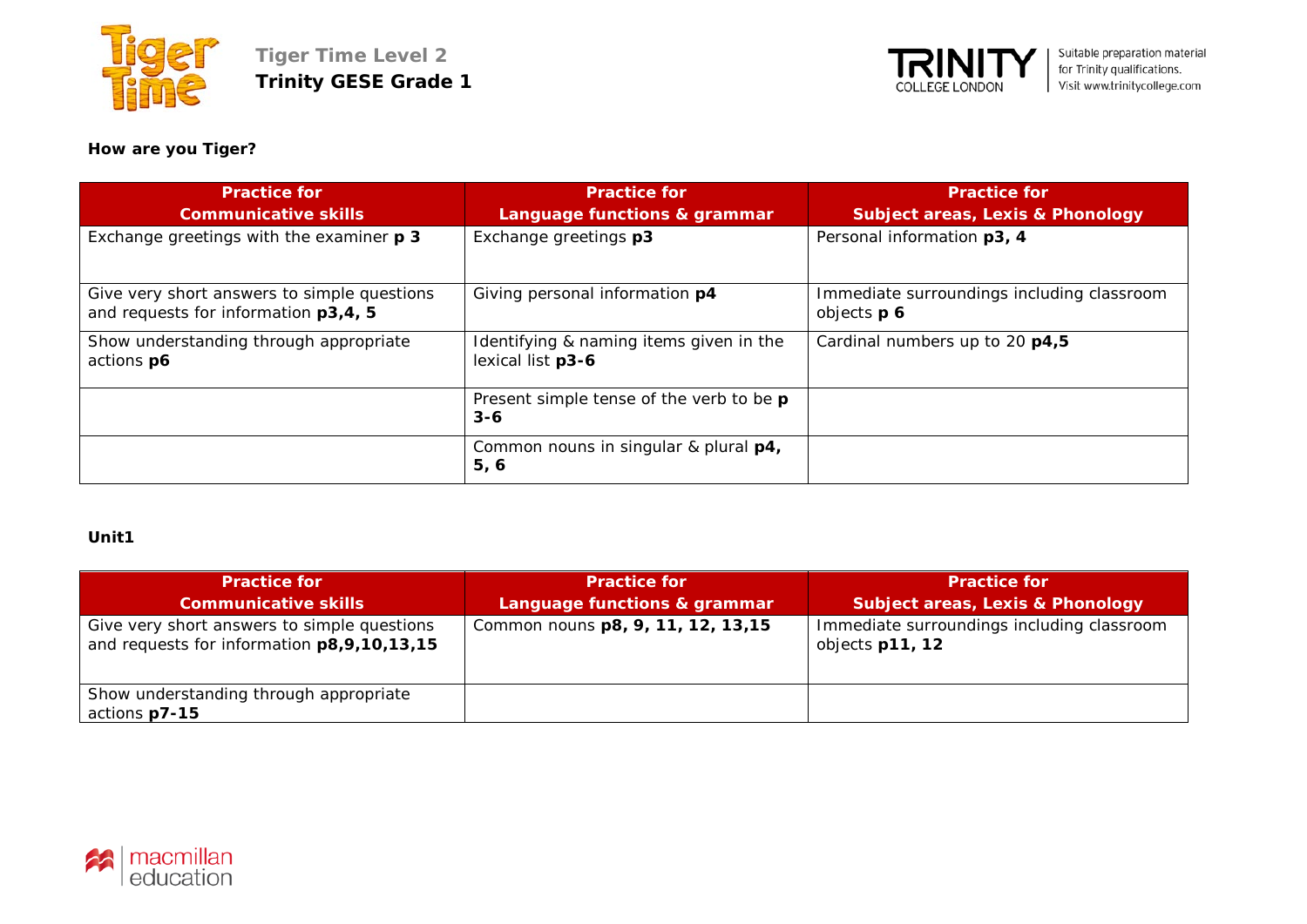**Tiger Time Level 2**
**Trinity GESE Grade 1**

Suitable preparation material for Trinity qualifications. Visit www.trinitycollege.com

**How are you Tiger?**

| Practice for Communicative skills | Practice for Language functions & grammar | Practice for Subject areas, Lexis & Phonology |
|---|---|---|
| Exchange greetings with the examiner **p 3** | Exchange greetings **p3** | Personal information **p3, 4** |
| Give very short answers to simple questions and requests for information **p3,4, 5** | Giving personal information **p4** | Immediate surroundings including classroom objects **p 6** |
| Show understanding through appropriate actions **p6** | Identifying & naming items given in the lexical list **p3-6** | Cardinal numbers up to 20 **p4,5** |
| | Present simple tense of the verb to be **p 3-6** | |
| | Common nouns in singular & plural **p4, 5, 6** | |

**Unit1**

| Practice for Communicative skills | Practice for Language functions & grammar | Practice for Subject areas, Lexis & Phonology |
|---|---|---|
| Give very short answers to simple questions and requests for information **p8,9,10,13,15** | Common nouns **p8, 9, 11, 12, 13,15** | Immediate surroundings including classroom objects **p11, 12** |
| Show understanding through appropriate actions **p7-15** | | |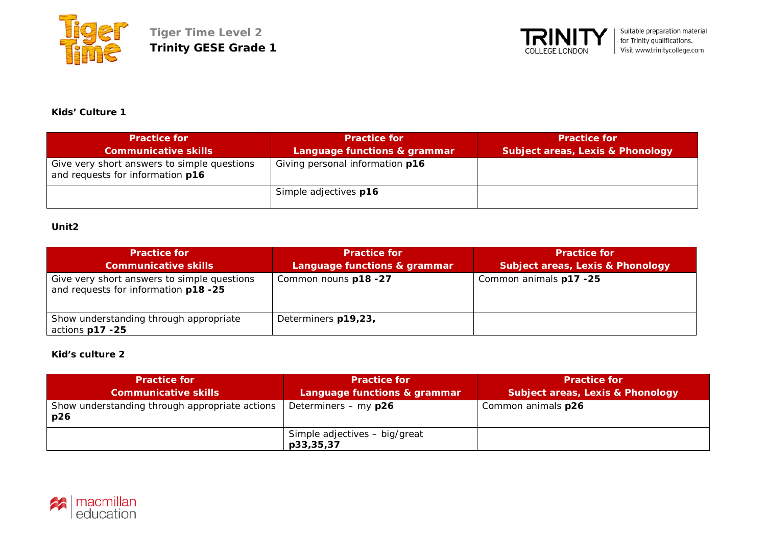**Kids' Culture 1**

| Practice for Communicative skills | Practice for Language functions & grammar | Practice for Subject areas, Lexis & Phonology |
|---|---|---|
| Give very short answers to simple questions and requests for information **p16** | Giving personal information **p16** | |
| | Simple adjectives **p16** | |

**Unit2**

| Practice for Communicative skills | Practice for Language functions & grammar | Practice for Subject areas, Lexis & Phonology |
|---|---|---|
| Give very short answers to simple questions and requests for information **p18 -25** | Common nouns **p18 -27** | Common animals **p17 -25** |
| Show understanding through appropriate actions **p17 -25** | Determiners **p19,23,** | |

**Kid's culture 2**

| Practice for Communicative skills | Practice for Language functions & grammar | Practice for Subject areas, Lexis & Phonology |
|---|---|---|
| Show understanding through appropriate actions **p26** | Determiners – my **p26** | Common animals **p26** |
| | Simple adjectives – big/great **p33,35,37** | |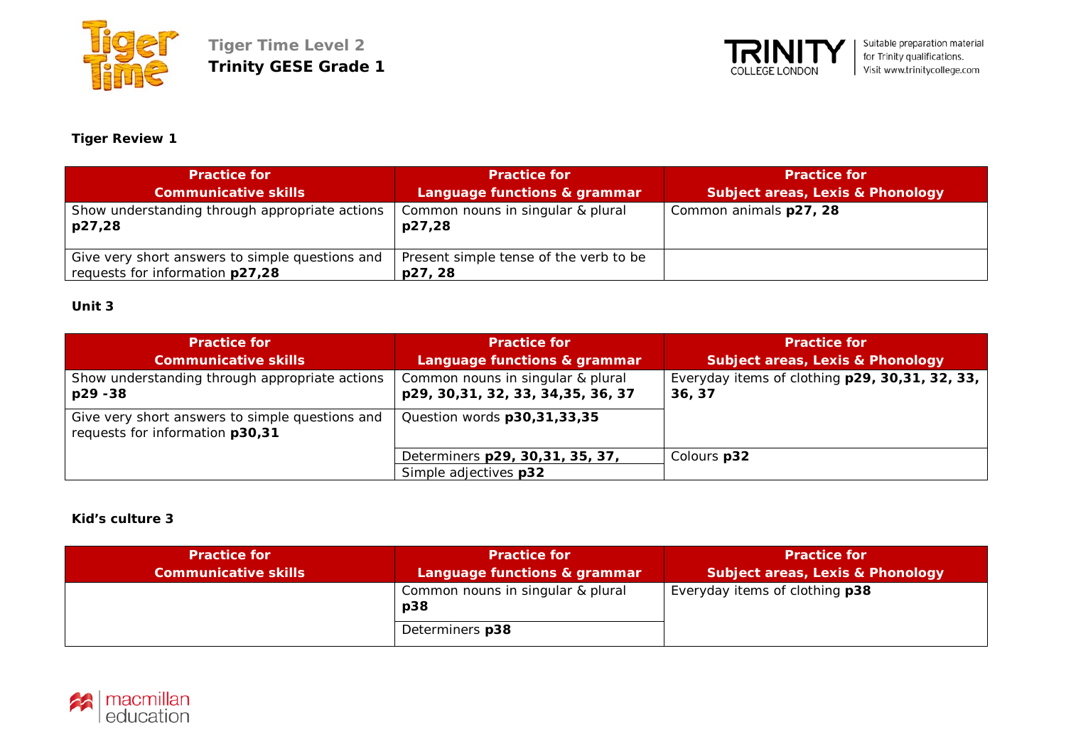## Tiger Review 1

| Practice for Communicative skills | Practice for Language functions & grammar | Practice for Subject areas, Lexis & Phonology |
|---|---|---|
| Show understanding through appropriate actions **p27,28** | Common nouns in singular & plural **p27,28** | Common animals **p27, 28** |
| Give very short answers to simple questions and requests for information **p27,28** | Present simple tense of the verb to be **p27, 28** | |

## Unit 3

| Practice for Communicative skills | Practice for Language functions & grammar | Practice for Subject areas, Lexis & Phonology |
|---|---|---|
| Show understanding through appropriate actions **p29 -38** | Common nouns in singular & plural **p29, 30,31, 32, 33, 34,35, 36, 37** | Everyday items of clothing **p29, 30,31, 32, 33, 36, 37** |
| Give very short answers to simple questions and requests for information **p30,31** | Question words **p30,31,33,35** | |
| | Determiners **p29, 30,31, 35, 37,** | Colours **p32** |
| | Simple adjectives **p32** | |

## Kid's culture 3

| Practice for Communicative skills | Practice for Language functions & grammar | Practice for Subject areas, Lexis & Phonology |
|---|---|---|
| | Common nouns in singular & plural **p38** | Everyday items of clothing **p38** |
| | Determiners **p38** | |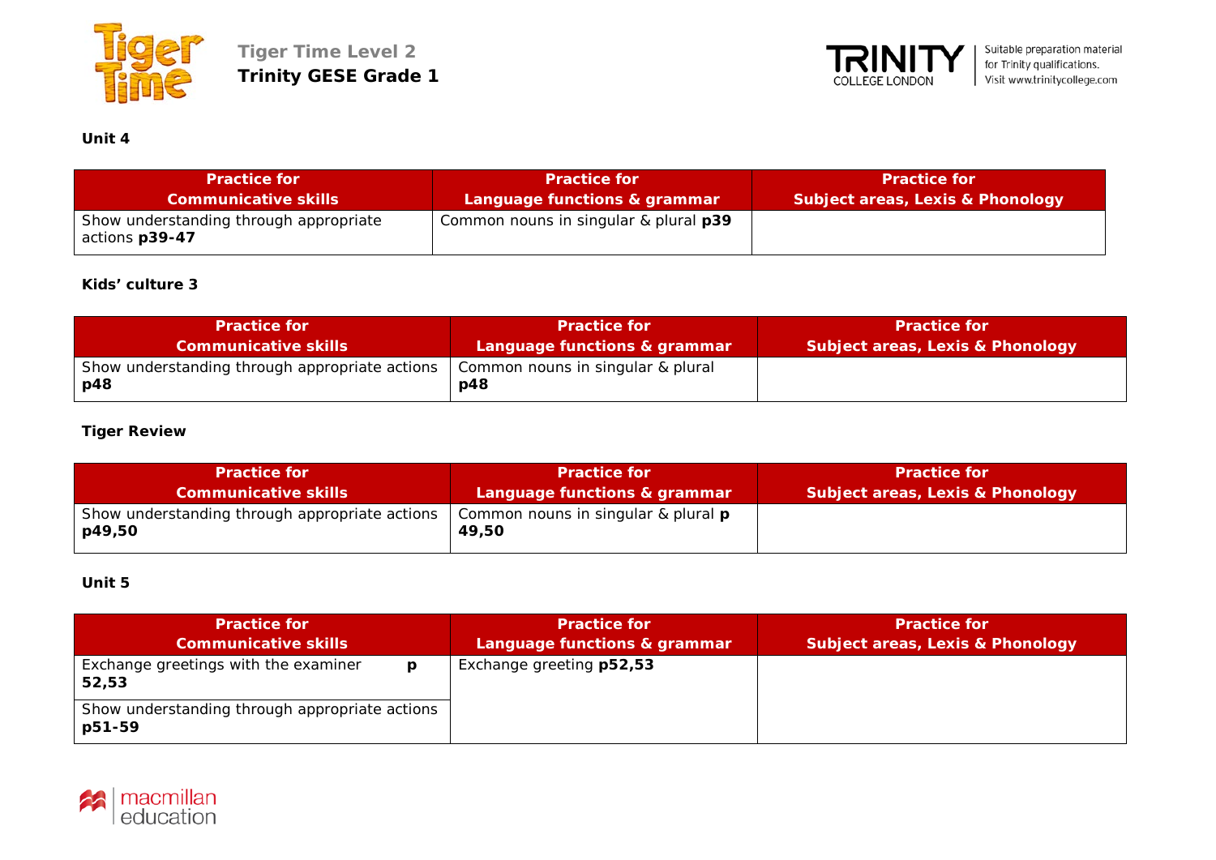**Unit 4**

| Practice for Communicative skills | Practice for Language functions & grammar | Practice for Subject areas, Lexis & Phonology |
| --- | --- | --- |
| Show understanding through appropriate actions **p39-47** | Common nouns in singular & plural **p39** | |

**Kids' culture 3**

| Practice for Communicative skills | Practice for Language functions & grammar | Practice for Subject areas, Lexis & Phonology |
| --- | --- | --- |
| Show understanding through appropriate actions **p48** | Common nouns in singular & plural **p48** | |

**Tiger Review**

| Practice for Communicative skills | Practice for Language functions & grammar | Practice for Subject areas, Lexis & Phonology |
| --- | --- | --- |
| Show understanding through appropriate actions **p49,50** | Common nouns in singular & plural **p 49,50** | |

**Unit 5**

| Practice for Communicative skills | Practice for Language functions & grammar | Practice for Subject areas, Lexis & Phonology |
| --- | --- | --- |
| Exchange greetings with the examiner **p 52,53** | Exchange greeting **p52,53** | |
| Show understanding through appropriate actions **p51-59** | | |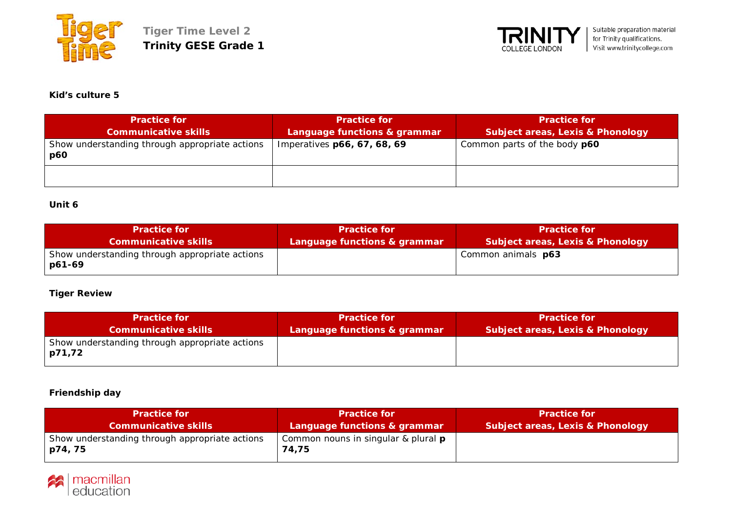**Kid's culture 5**

| Practice for Communicative skills | Practice for Language functions & grammar | Practice for Subject areas, Lexis & Phonology |
|---|---|---|
| Show understanding through appropriate actions **p60** | Imperatives **p66, 67, 68, 69** | Common parts of the body **p60** |
| | | |

**Unit 6**

| Practice for Communicative skills | Practice for Language functions & grammar | Practice for Subject areas, Lexis & Phonology |
|---|---|---|
| Show understanding through appropriate actions **p61-69** | | Common animals **p63** |

**Tiger Review**

| Practice for Communicative skills | Practice for Language functions & grammar | Practice for Subject areas, Lexis & Phonology |
|---|---|---|
| Show understanding through appropriate actions **p71,72** | | |

**Friendship day**

| Practice for Communicative skills | Practice for Language functions & grammar | Practice for Subject areas, Lexis & Phonology |
|---|---|---|
| Show understanding through appropriate actions **p74, 75** | Common nouns in singular & plural **p 74,75** | |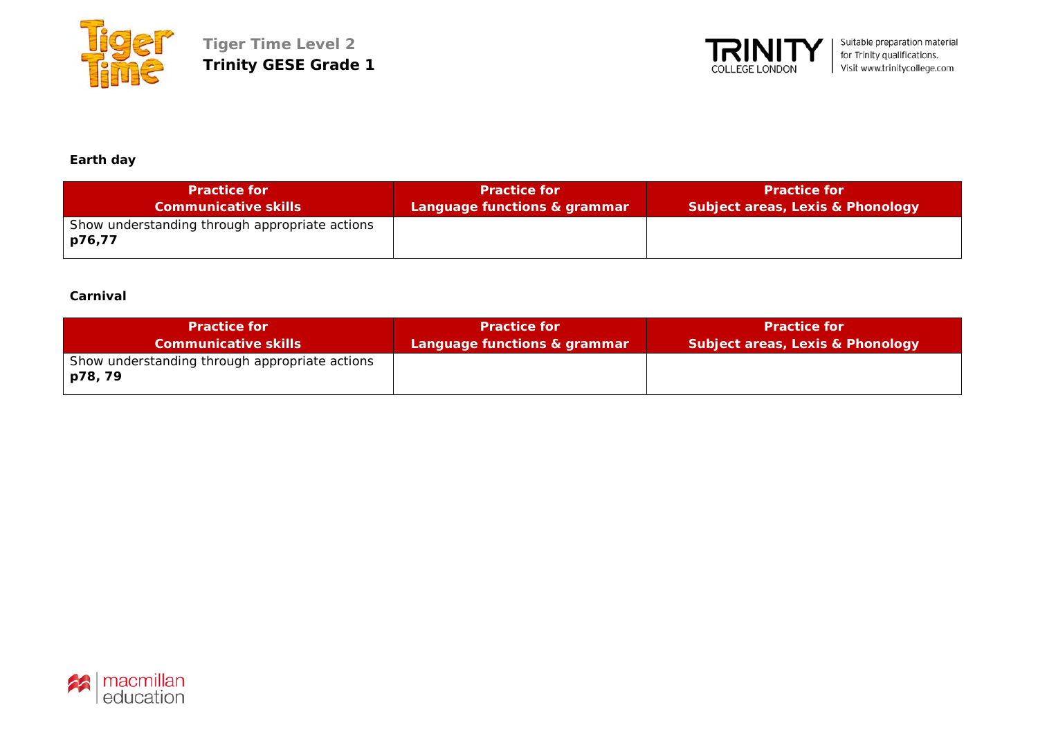**Earth day**

| Practice for Communicative skills | Practice for Language functions & grammar | Practice for Subject areas, Lexis & Phonology |
|---|---|---|
| Show understanding through appropriate actions **p76,77** | | |

**Carnival**

| Practice for Communicative skills | Practice for Language functions & grammar | Practice for Subject areas, Lexis & Phonology |
|---|---|---|
| Show understanding through appropriate actions **p78, 79** | | |